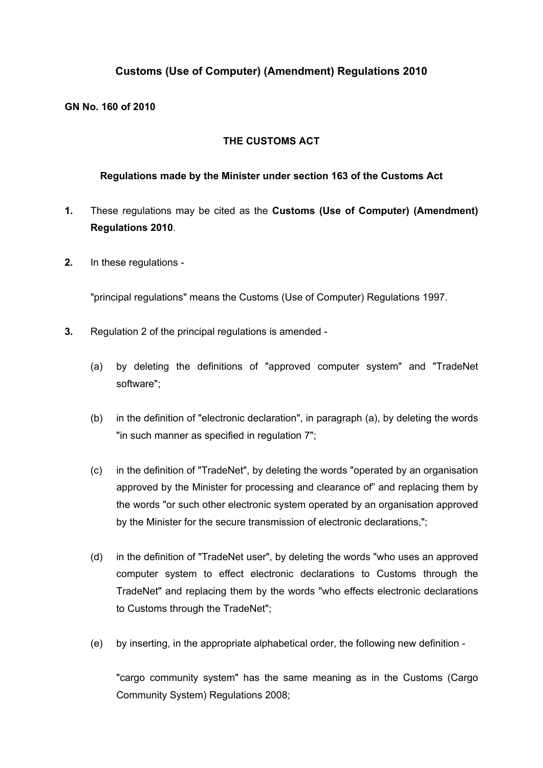# Customs (Use of Computer) (Amendment) Regulations 2010

**GN No. 160 of 2010**

**THE CUSTOMS ACT**

**Regulations made by the Minister under section 163 of the Customs Act**

**1.** These regulations may be cited as the **Customs (Use of Computer) (Amendment) Regulations 2010**.

**2.** In these regulations -

"principal regulations" means the Customs (Use of Computer) Regulations 1997.

**3.** Regulation 2 of the principal regulations is amended -

(a) by deleting the definitions of "approved computer system" and "TradeNet software";

(b) in the definition of "electronic declaration", in paragraph (a), by deleting the words "in such manner as specified in regulation 7";

(c) in the definition of "TradeNet", by deleting the words "operated by an organisation approved by the Minister for processing and clearance of" and replacing them by the words "or such other electronic system operated by an organisation approved by the Minister for the secure transmission of electronic declarations,";

(d) in the definition of "TradeNet user", by deleting the words "who uses an approved computer system to effect electronic declarations to Customs through the TradeNet" and replacing them by the words "who effects electronic declarations to Customs through the TradeNet";

(e) by inserting, in the appropriate alphabetical order, the following new definition -

"cargo community system" has the same meaning as in the Customs (Cargo Community System) Regulations 2008;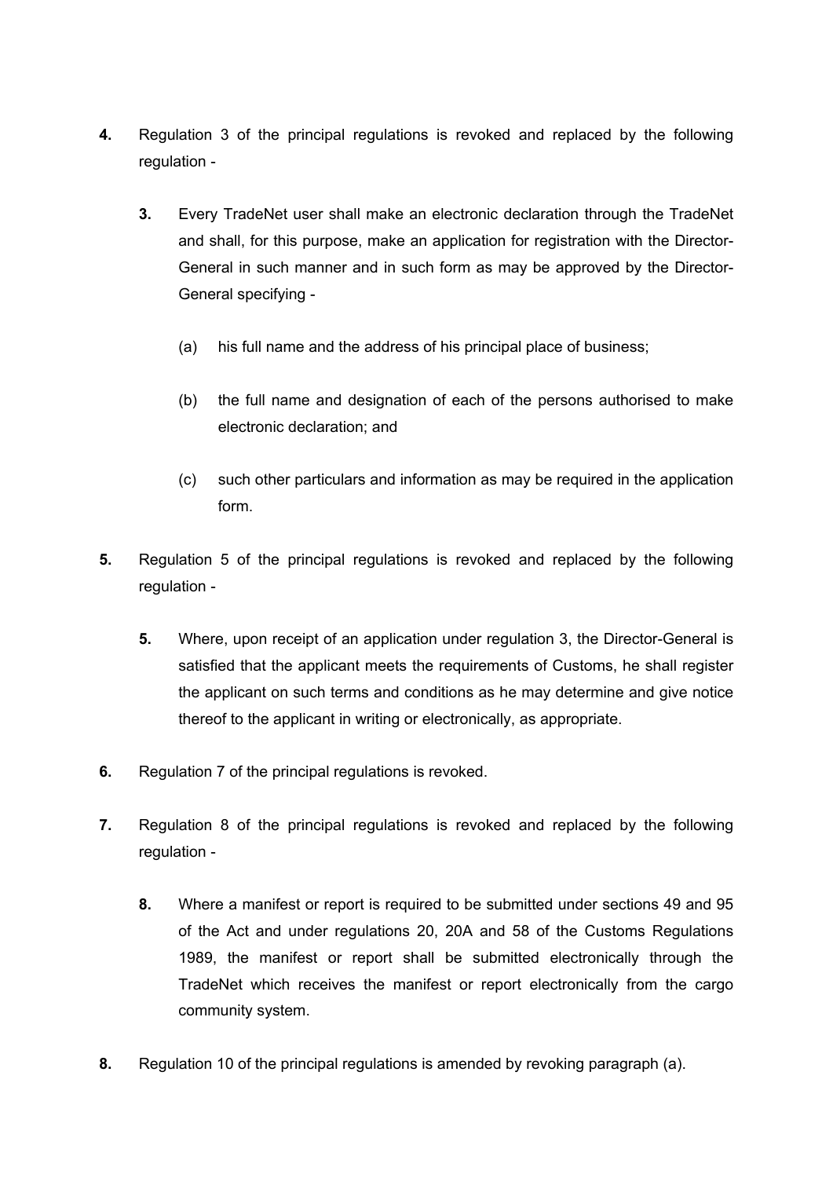**4.** Regulation 3 of the principal regulations is revoked and replaced by the following regulation -

> **3.** Every TradeNet user shall make an electronic declaration through the TradeNet and shall, for this purpose, make an application for registration with the Director-General in such manner and in such form as may be approved by the Director-General specifying -
>
> (a) his full name and the address of his principal place of business;
>
> (b) the full name and designation of each of the persons authorised to make electronic declaration; and
>
> (c) such other particulars and information as may be required in the application form.

**5.** Regulation 5 of the principal regulations is revoked and replaced by the following regulation -

> **5.** Where, upon receipt of an application under regulation 3, the Director-General is satisfied that the applicant meets the requirements of Customs, he shall register the applicant on such terms and conditions as he may determine and give notice thereof to the applicant in writing or electronically, as appropriate.

**6.** Regulation 7 of the principal regulations is revoked.

**7.** Regulation 8 of the principal regulations is revoked and replaced by the following regulation -

> **8.** Where a manifest or report is required to be submitted under sections 49 and 95 of the Act and under regulations 20, 20A and 58 of the Customs Regulations 1989, the manifest or report shall be submitted electronically through the TradeNet which receives the manifest or report electronically from the cargo community system.

**8.** Regulation 10 of the principal regulations is amended by revoking paragraph (a).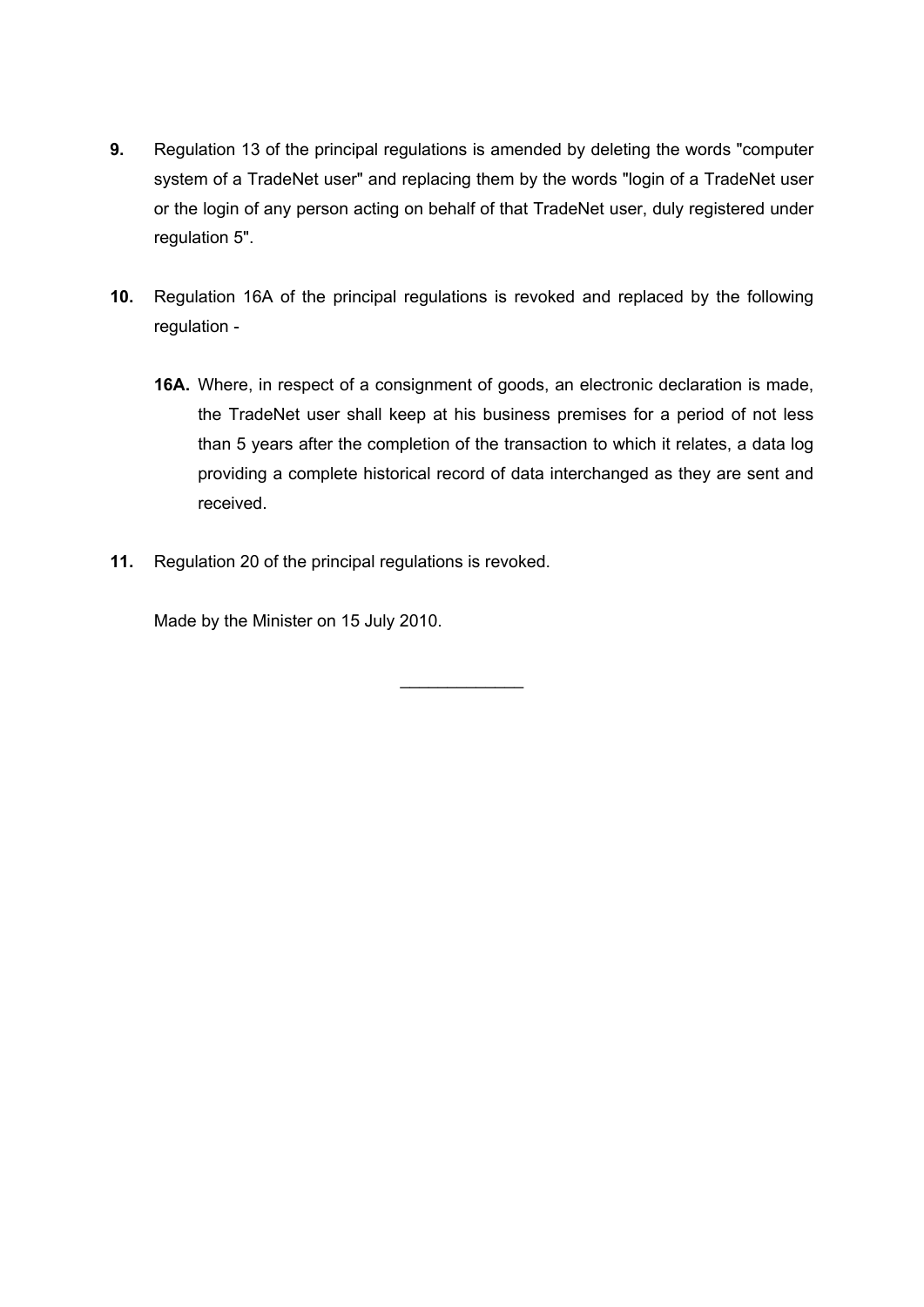**9.** Regulation 13 of the principal regulations is amended by deleting the words "computer system of a TradeNet user" and replacing them by the words "login of a TradeNet user or the login of any person acting on behalf of that TradeNet user, duly registered under regulation 5".

**10.** Regulation 16A of the principal regulations is revoked and replaced by the following regulation -

> **16A.** Where, in respect of a consignment of goods, an electronic declaration is made, the TradeNet user shall keep at his business premises for a period of not less than 5 years after the completion of the transaction to which it relates, a data log providing a complete historical record of data interchanged as they are sent and received.

**11.** Regulation 20 of the principal regulations is revoked.

Made by the Minister on 15 July 2010.

---